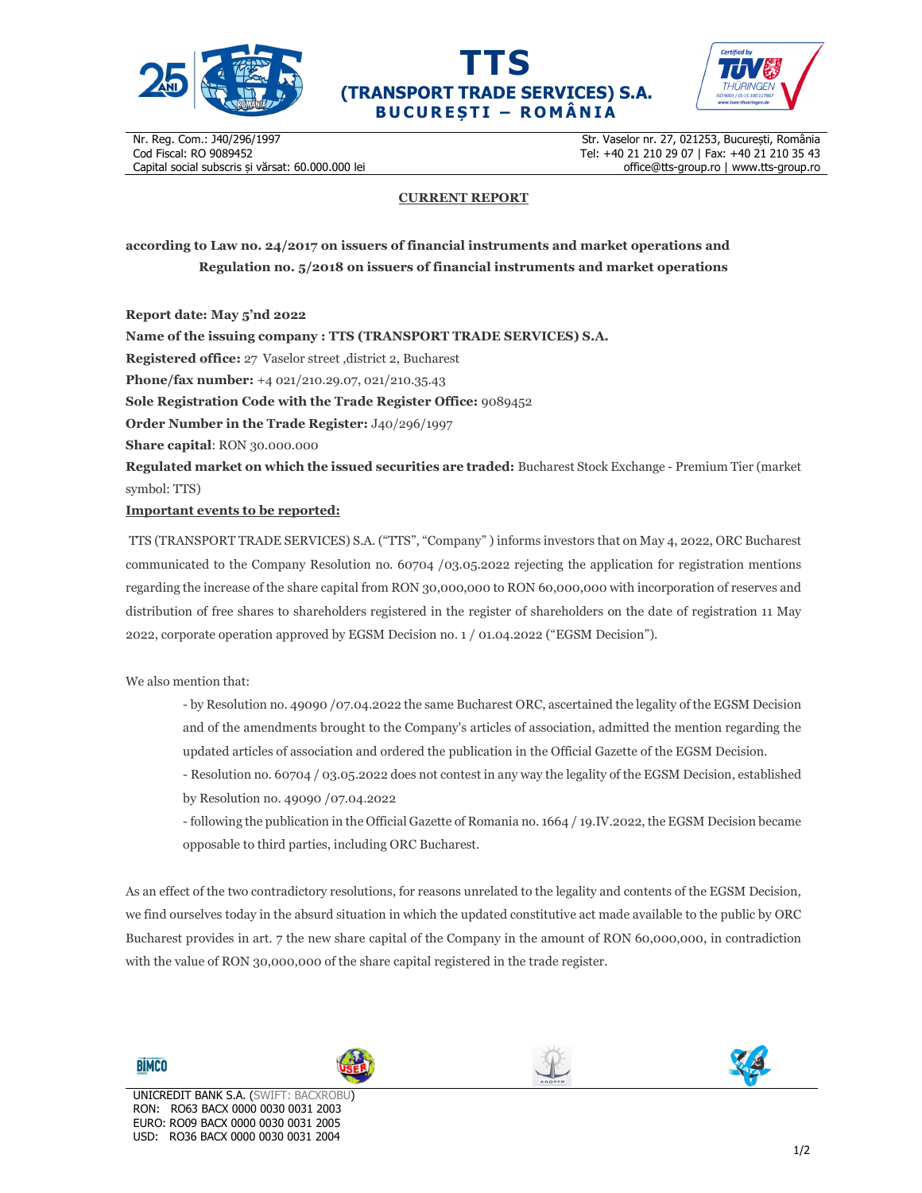# TTS (TRANSPORT TRADE SERVICES) S.A.

**BUCUREȘTI – ROMÂNIA**

Nr. Reg. Com.: J40/296/1997
Cod Fiscal: RO 9089452
Capital social subscris și vărsat: 60.000.000 lei

Str. Vaselor nr. 27, 021253, București, România
Tel: +40 21 210 29 07 | Fax: +40 21 210 35 43
office@tts-group.ro | www.tts-group.ro

## CURRENT REPORT

**according to Law no. 24/2017 on issuers of financial instruments and market operations and Regulation no. 5/2018 on issuers of financial instruments and market operations**

**Report date: May 5'nd 2022**

**Name of the issuing company : TTS (TRANSPORT TRADE SERVICES) S.A.**

**Registered office:** 27 Vaselor street ,district 2, Bucharest

**Phone/fax number:** +4 021/210.29.07, 021/210.35.43

**Sole Registration Code with the Trade Register Office:** 9089452

**Order Number in the Trade Register:** J40/296/1997

**Share capital**: RON 30.000.000

**Regulated market on which the issued securities are traded:** Bucharest Stock Exchange - Premium Tier (market symbol: TTS)

**Important events to be reported:**

TTS (TRANSPORT TRADE SERVICES) S.A. ("TTS", "Company" ) informs investors that on May 4, 2022, ORC Bucharest communicated to the Company Resolution no. 60704 /03.05.2022 rejecting the application for registration mentions regarding the increase of the share capital from RON 30,000,000 to RON 60,000,000 with incorporation of reserves and distribution of free shares to shareholders registered in the register of shareholders on the date of registration 11 May 2022, corporate operation approved by EGSM Decision no. 1 / 01.04.2022 ("EGSM Decision").

We also mention that:

- by Resolution no. 49090 /07.04.2022 the same Bucharest ORC, ascertained the legality of the EGSM Decision and of the amendments brought to the Company's articles of association, admitted the mention regarding the updated articles of association and ordered the publication in the Official Gazette of the EGSM Decision.
- Resolution no. 60704 / 03.05.2022 does not contest in any way the legality of the EGSM Decision, established by Resolution no. 49090 /07.04.2022
- following the publication in the Official Gazette of Romania no. 1664 / 19.IV.2022, the EGSM Decision became opposable to third parties, including ORC Bucharest.

As an effect of the two contradictory resolutions, for reasons unrelated to the legality and contents of the EGSM Decision, we find ourselves today in the absurd situation in which the updated constitutive act made available to the public by ORC Bucharest provides in art. 7 the new share capital of the Company in the amount of RON 60,000,000, in contradiction with the value of RON 30,000,000 of the share capital registered in the trade register.

UNICREDIT BANK S.A. (SWIFT: BACXROBU)
RON: RO63 BACX 0000 0030 0031 2003
EURO: RO09 BACX 0000 0030 0031 2005
USD: RO36 BACX 0000 0030 0031 2004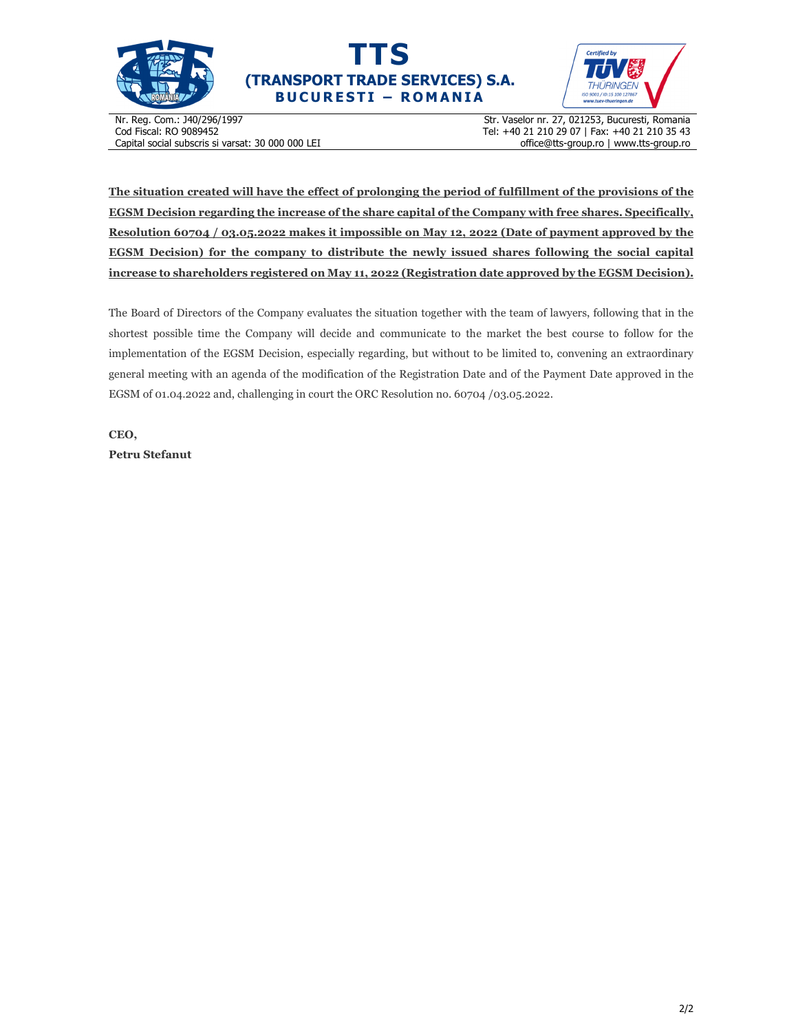**TTS**

**(TRANSPORT TRADE SERVICES) S.A.**

**BUCURESTI – ROMANIA**

Nr. Reg. Com.: J40/296/1997
Cod Fiscal: RO 9089452
Capital social subscris si varsat: 30 000 000 LEI

Str. Vaselor nr. 27, 021253, Bucuresti, Romania
Tel: +40 21 210 29 07 | Fax: +40 21 210 35 43
office@tts-group.ro | www.tts-group.ro

**The situation created will have the effect of prolonging the period of fulfillment of the provisions of the EGSM Decision regarding the increase of the share capital of the Company with free shares. Specifically, Resolution 60704 / 03.05.2022 makes it impossible on May 12, 2022 (Date of payment approved by the EGSM Decision) for the company to distribute the newly issued shares following the social capital increase to shareholders registered on May 11, 2022 (Registration date approved by the EGSM Decision).**

The Board of Directors of the Company evaluates the situation together with the team of lawyers, following that in the shortest possible time the Company will decide and communicate to the market the best course to follow for the implementation of the EGSM Decision, especially regarding, but without to be limited to, convening an extraordinary general meeting with an agenda of the modification of the Registration Date and of the Payment Date approved in the EGSM of 01.04.2022 and, challenging in court the ORC Resolution no. 60704 /03.05.2022.

**CEO,**
**Petru Stefanut**